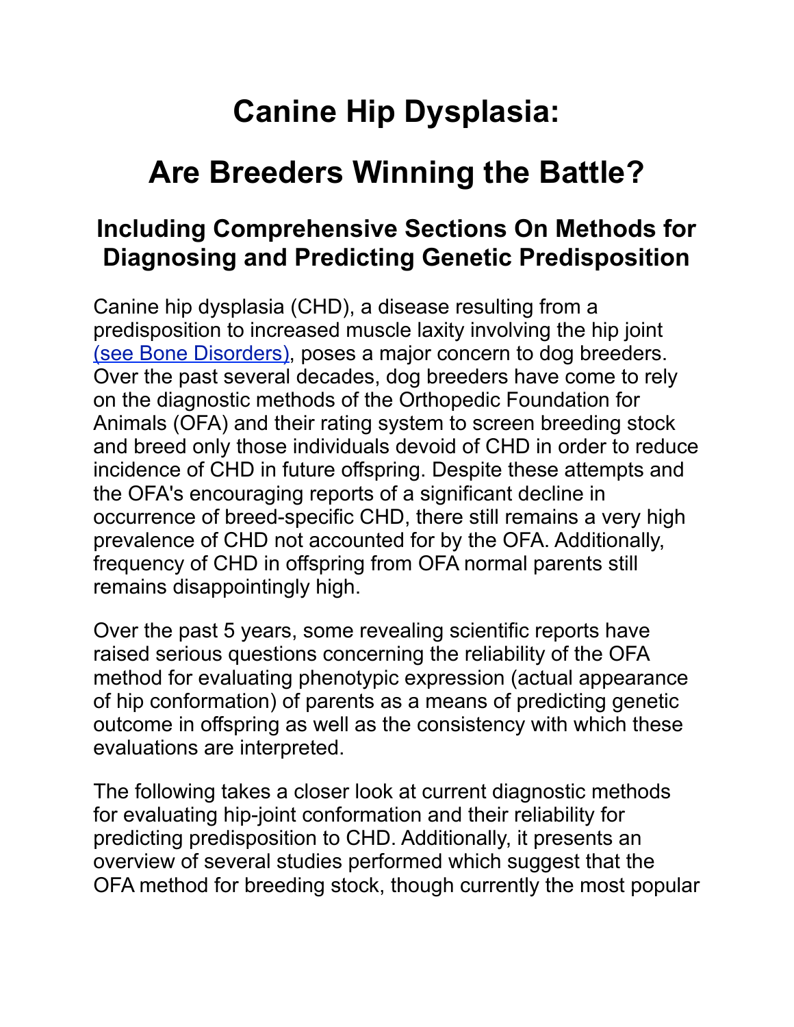# Canine Hip Dysplasia:

# Are Breeders Winning the Battle?

## Including Comprehensive Sections On Methods for Diagnosing and Predicting Genetic Predisposition

Canine hip dysplasia (CHD), a disease resulting from a predisposition to increased muscle laxity involving the hip joint [(see Bone Disorders)](), poses a major concern to dog breeders. Over the past several decades, dog breeders have come to rely on the diagnostic methods of the Orthopedic Foundation for Animals (OFA) and their rating system to screen breeding stock and breed only those individuals devoid of CHD in order to reduce incidence of CHD in future offspring. Despite these attempts and the OFA's encouraging reports of a significant decline in occurrence of breed-specific CHD, there still remains a very high prevalence of CHD not accounted for by the OFA. Additionally, frequency of CHD in offspring from OFA normal parents still remains disappointingly high.

Over the past 5 years, some revealing scientific reports have raised serious questions concerning the reliability of the OFA method for evaluating phenotypic expression (actual appearance of hip conformation) of parents as a means of predicting genetic outcome in offspring as well as the consistency with which these evaluations are interpreted.

The following takes a closer look at current diagnostic methods for evaluating hip-joint conformation and their reliability for predicting predisposition to CHD. Additionally, it presents an overview of several studies performed which suggest that the OFA method for breeding stock, though currently the most popular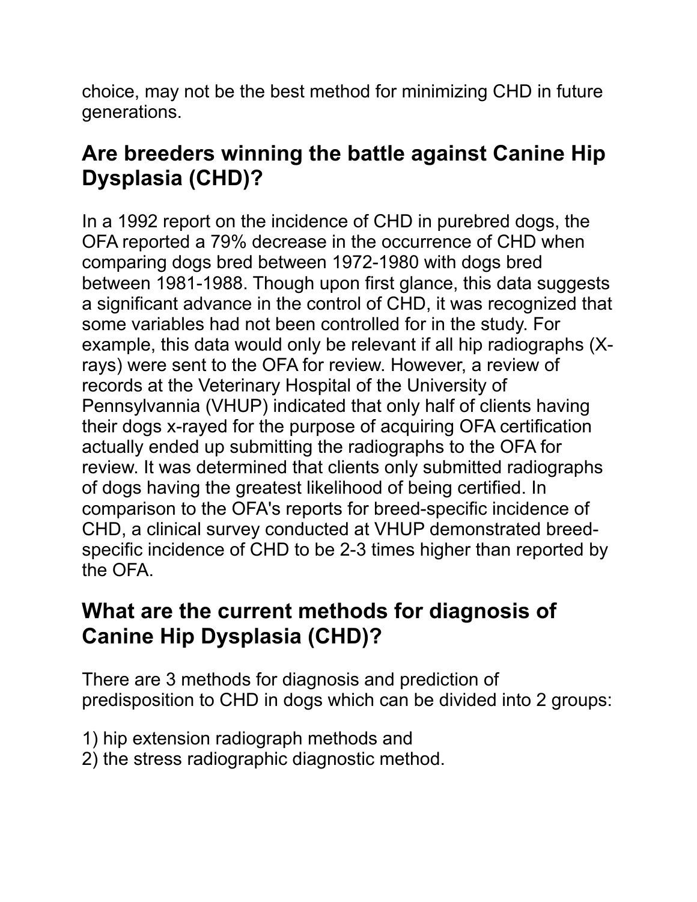choice, may not be the best method for minimizing CHD in future generations.

## Are breeders winning the battle against Canine Hip Dysplasia (CHD)?

In a 1992 report on the incidence of CHD in purebred dogs, the OFA reported a 79% decrease in the occurrence of CHD when comparing dogs bred between 1972-1980 with dogs bred between 1981-1988. Though upon first glance, this data suggests a significant advance in the control of CHD, it was recognized that some variables had not been controlled for in the study. For example, this data would only be relevant if all hip radiographs (X-rays) were sent to the OFA for review. However, a review of records at the Veterinary Hospital of the University of Pennsylvannia (VHUP) indicated that only half of clients having their dogs x-rayed for the purpose of acquiring OFA certification actually ended up submitting the radiographs to the OFA for review. It was determined that clients only submitted radiographs of dogs having the greatest likelihood of being certified. In comparison to the OFA's reports for breed-specific incidence of CHD, a clinical survey conducted at VHUP demonstrated breed-specific incidence of CHD to be 2-3 times higher than reported by the OFA.

## What are the current methods for diagnosis of Canine Hip Dysplasia (CHD)?

There are 3 methods for diagnosis and prediction of predisposition to CHD in dogs which can be divided into 2 groups:

1) hip extension radiograph methods and
2) the stress radiographic diagnostic method.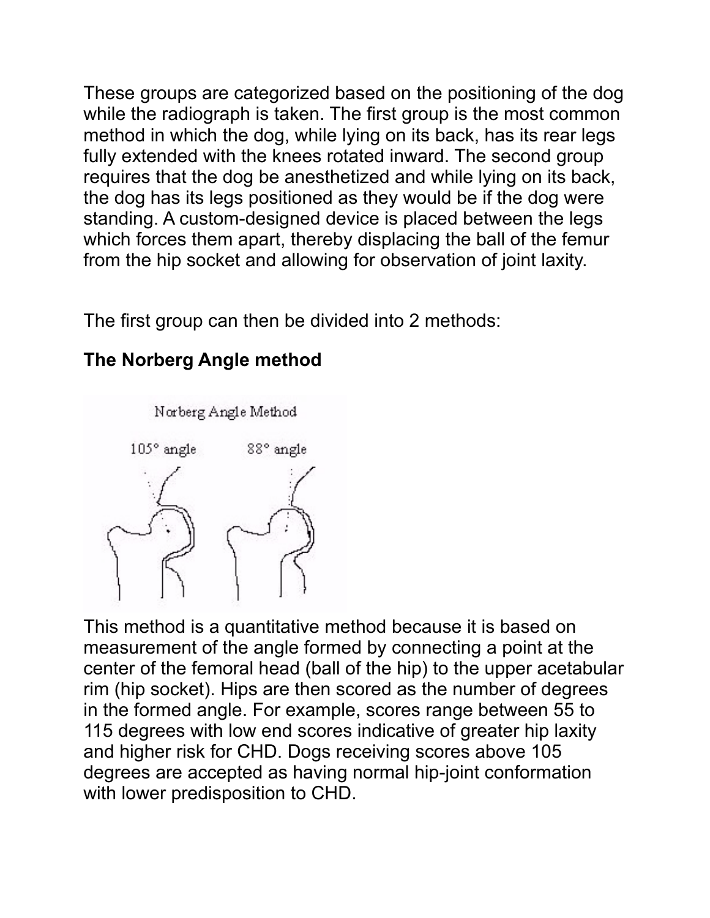These groups are categorized based on the positioning of the dog while the radiograph is taken. The first group is the most common method in which the dog, while lying on its back, has its rear legs fully extended with the knees rotated inward. The second group requires that the dog be anesthetized and while lying on its back, the dog has its legs positioned as they would be if the dog were standing. A custom-designed device is placed between the legs which forces them apart, thereby displacing the ball of the femur from the hip socket and allowing for observation of joint laxity.

The first group can then be divided into 2 methods:

**The Norberg Angle method**

This method is a quantitative method because it is based on measurement of the angle formed by connecting a point at the center of the femoral head (ball of the hip) to the upper acetabular rim (hip socket). Hips are then scored as the number of degrees in the formed angle. For example, scores range between 55 to 115 degrees with low end scores indicative of greater hip laxity and higher risk for CHD. Dogs receiving scores above 105 degrees are accepted as having normal hip-joint conformation with lower predisposition to CHD.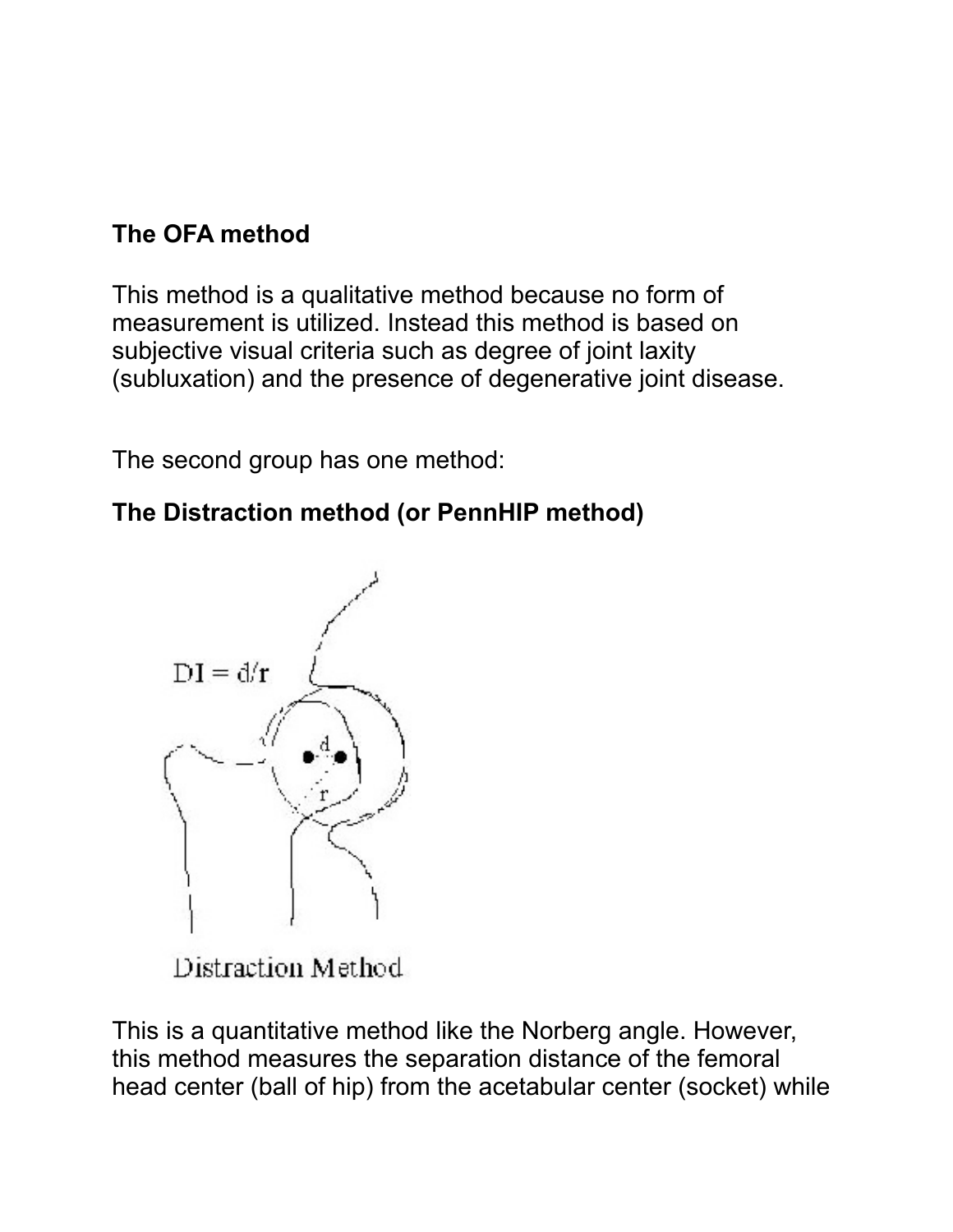**The OFA method**

This method is a qualitative method because no form of measurement is utilized. Instead this method is based on subjective visual criteria such as degree of joint laxity (subluxation) and the presence of degenerative joint disease.

The second group has one method:

**The Distraction method (or PennHIP method)**

$DI = d/r$

Distraction Method

This is a quantitative method like the Norberg angle. However, this method measures the separation distance of the femoral head center (ball of hip) from the acetabular center (socket) while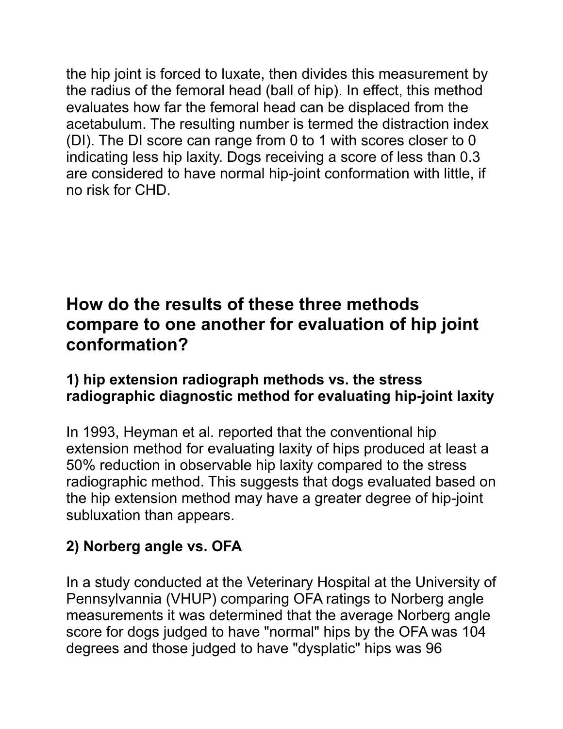the hip joint is forced to luxate, then divides this measurement by the radius of the femoral head (ball of hip). In effect, this method evaluates how far the femoral head can be displaced from the acetabulum. The resulting number is termed the distraction index (DI). The DI score can range from 0 to 1 with scores closer to 0 indicating less hip laxity. Dogs receiving a score of less than 0.3 are considered to have normal hip-joint conformation with little, if no risk for CHD.

## How do the results of these three methods compare to one another for evaluation of hip joint conformation?

### 1) hip extension radiograph methods vs. the stress radiographic diagnostic method for evaluating hip-joint laxity

In 1993, Heyman et al. reported that the conventional hip extension method for evaluating laxity of hips produced at least a 50% reduction in observable hip laxity compared to the stress radiographic method. This suggests that dogs evaluated based on the hip extension method may have a greater degree of hip-joint subluxation than appears.

### 2) Norberg angle vs. OFA

In a study conducted at the Veterinary Hospital at the University of Pennsylvannia (VHUP) comparing OFA ratings to Norberg angle measurements it was determined that the average Norberg angle score for dogs judged to have "normal" hips by the OFA was 104 degrees and those judged to have "dysplatic" hips was 96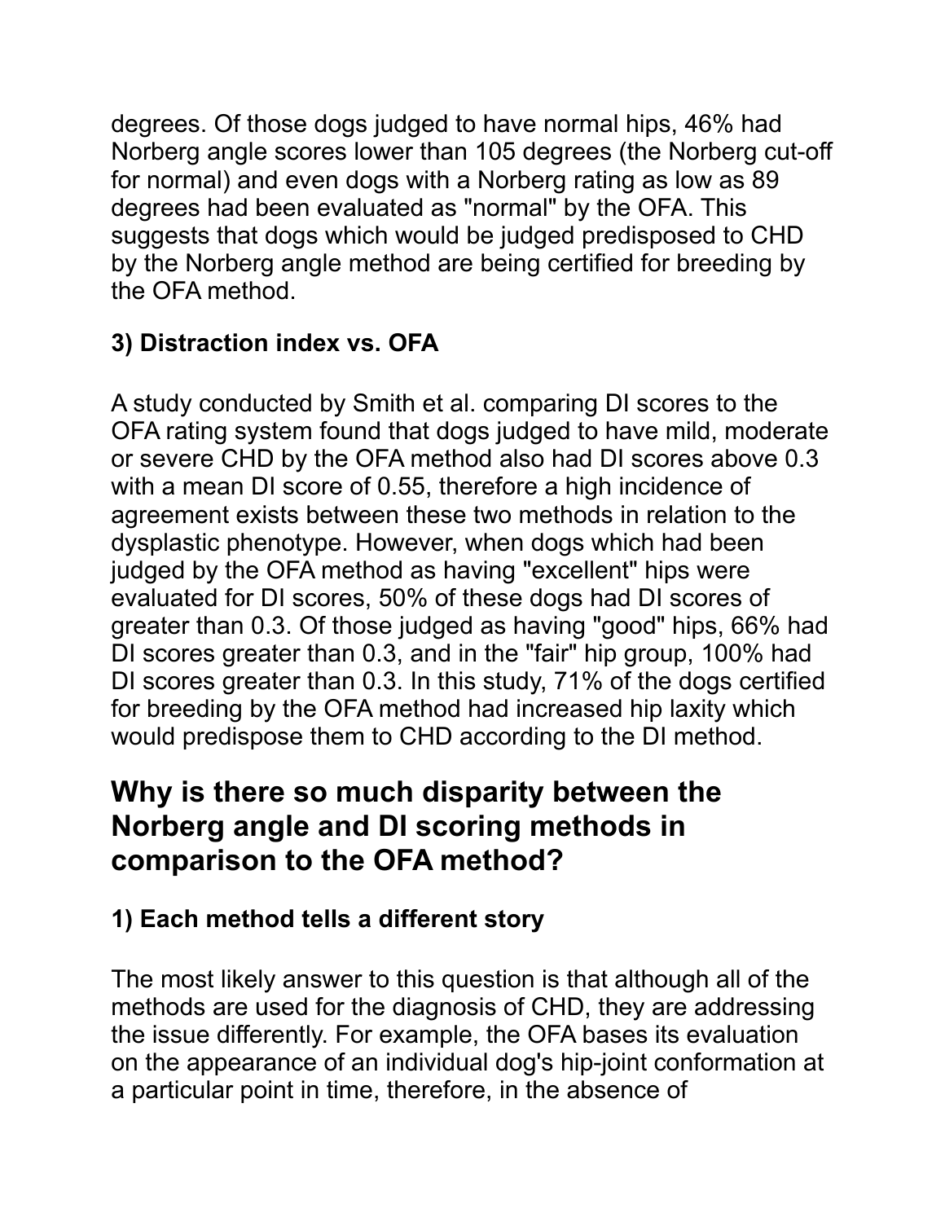degrees. Of those dogs judged to have normal hips, 46% had Norberg angle scores lower than 105 degrees (the Norberg cut-off for normal) and even dogs with a Norberg rating as low as 89 degrees had been evaluated as "normal" by the OFA. This suggests that dogs which would be judged predisposed to CHD by the Norberg angle method are being certified for breeding by the OFA method.

### 3) Distraction index vs. OFA

A study conducted by Smith et al. comparing DI scores to the OFA rating system found that dogs judged to have mild, moderate or severe CHD by the OFA method also had DI scores above 0.3 with a mean DI score of 0.55, therefore a high incidence of agreement exists between these two methods in relation to the dysplastic phenotype. However, when dogs which had been judged by the OFA method as having "excellent" hips were evaluated for DI scores, 50% of these dogs had DI scores of greater than 0.3. Of those judged as having "good" hips, 66% had DI scores greater than 0.3, and in the "fair" hip group, 100% had DI scores greater than 0.3. In this study, 71% of the dogs certified for breeding by the OFA method had increased hip laxity which would predispose them to CHD according to the DI method.

## Why is there so much disparity between the Norberg angle and DI scoring methods in comparison to the OFA method?

### 1) Each method tells a different story

The most likely answer to this question is that although all of the methods are used for the diagnosis of CHD, they are addressing the issue differently. For example, the OFA bases its evaluation on the appearance of an individual dog's hip-joint conformation at a particular point in time, therefore, in the absence of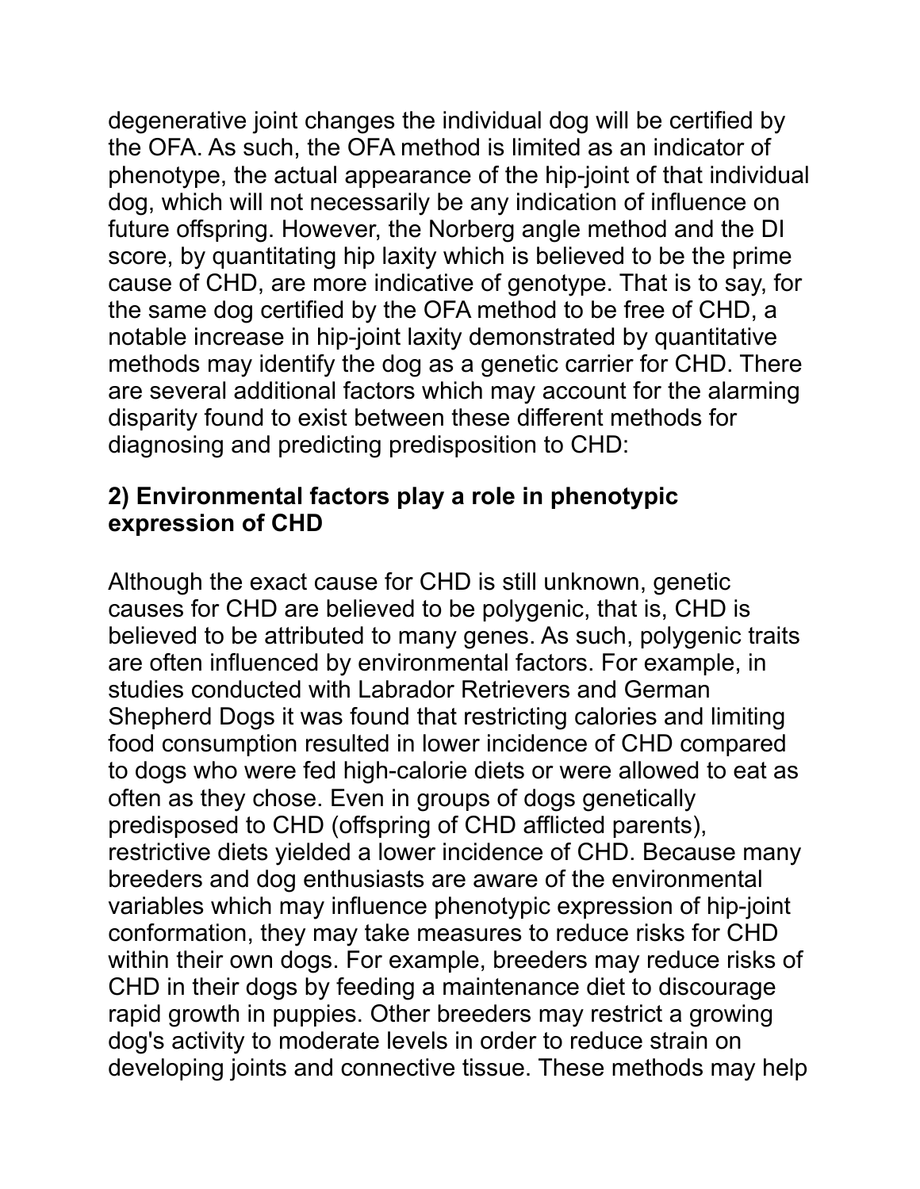degenerative joint changes the individual dog will be certified by the OFA. As such, the OFA method is limited as an indicator of phenotype, the actual appearance of the hip-joint of that individual dog, which will not necessarily be any indication of influence on future offspring. However, the Norberg angle method and the DI score, by quantitating hip laxity which is believed to be the prime cause of CHD, are more indicative of genotype. That is to say, for the same dog certified by the OFA method to be free of CHD, a notable increase in hip-joint laxity demonstrated by quantitative methods may identify the dog as a genetic carrier for CHD. There are several additional factors which may account for the alarming disparity found to exist between these different methods for diagnosing and predicting predisposition to CHD:

### 2) Environmental factors play a role in phenotypic expression of CHD

Although the exact cause for CHD is still unknown, genetic causes for CHD are believed to be polygenic, that is, CHD is believed to be attributed to many genes. As such, polygenic traits are often influenced by environmental factors. For example, in studies conducted with Labrador Retrievers and German Shepherd Dogs it was found that restricting calories and limiting food consumption resulted in lower incidence of CHD compared to dogs who were fed high-calorie diets or were allowed to eat as often as they chose. Even in groups of dogs genetically predisposed to CHD (offspring of CHD afflicted parents), restrictive diets yielded a lower incidence of CHD. Because many breeders and dog enthusiasts are aware of the environmental variables which may influence phenotypic expression of hip-joint conformation, they may take measures to reduce risks for CHD within their own dogs. For example, breeders may reduce risks of CHD in their dogs by feeding a maintenance diet to discourage rapid growth in puppies. Other breeders may restrict a growing dog's activity to moderate levels in order to reduce strain on developing joints and connective tissue. These methods may help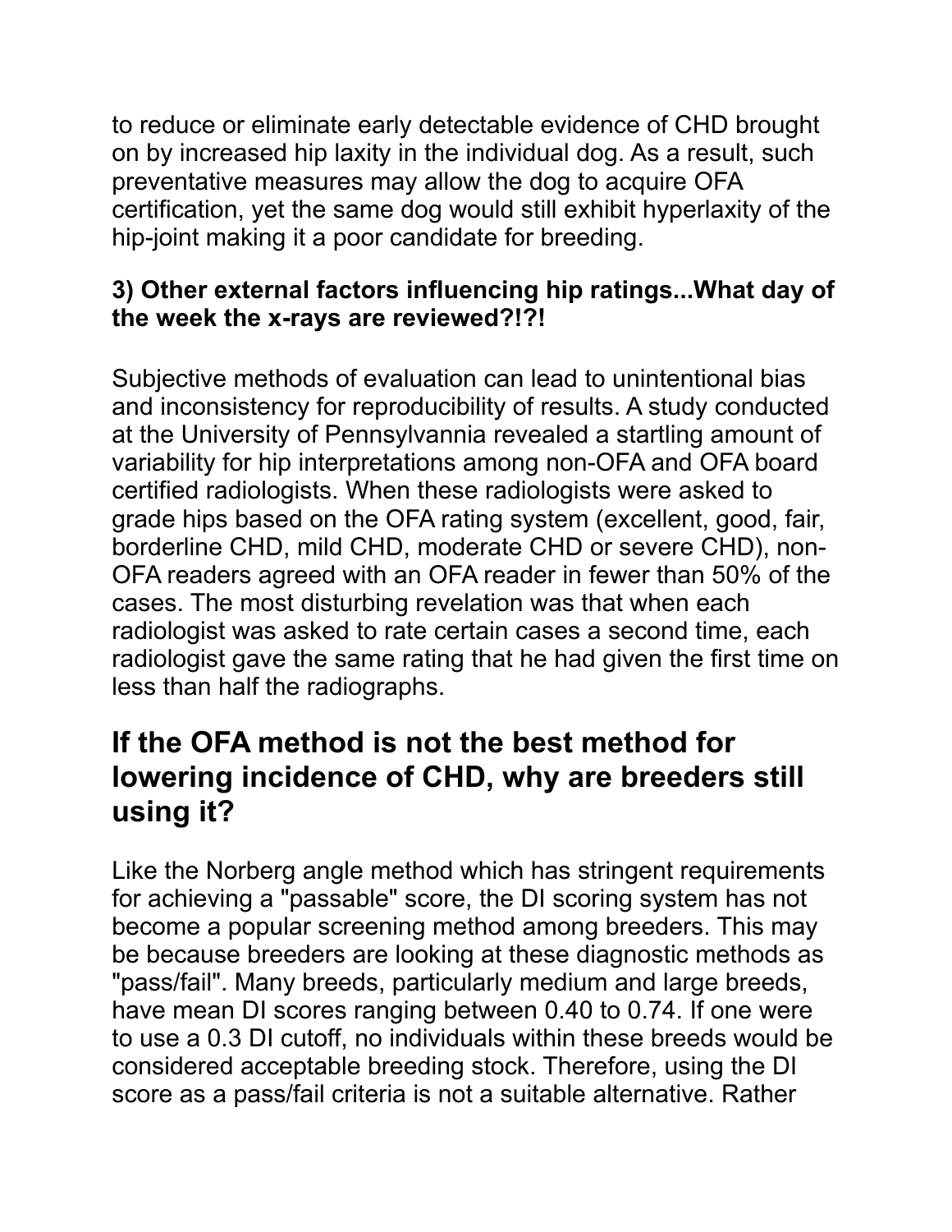to reduce or eliminate early detectable evidence of CHD brought on by increased hip laxity in the individual dog. As a result, such preventative measures may allow the dog to acquire OFA certification, yet the same dog would still exhibit hyperlaxity of the hip-joint making it a poor candidate for breeding.

**3) Other external factors influencing hip ratings...What day of the week the x-rays are reviewed?!?!**

Subjective methods of evaluation can lead to unintentional bias and inconsistency for reproducibility of results. A study conducted at the University of Pennsylvannia revealed a startling amount of variability for hip interpretations among non-OFA and OFA board certified radiologists. When these radiologists were asked to grade hips based on the OFA rating system (excellent, good, fair, borderline CHD, mild CHD, moderate CHD or severe CHD), non-OFA readers agreed with an OFA reader in fewer than 50% of the cases. The most disturbing revelation was that when each radiologist was asked to rate certain cases a second time, each radiologist gave the same rating that he had given the first time on less than half the radiographs.

## If the OFA method is not the best method for lowering incidence of CHD, why are breeders still using it?

Like the Norberg angle method which has stringent requirements for achieving a "passable" score, the DI scoring system has not become a popular screening method among breeders. This may be because breeders are looking at these diagnostic methods as "pass/fail". Many breeds, particularly medium and large breeds, have mean DI scores ranging between 0.40 to 0.74. If one were to use a 0.3 DI cutoff, no individuals within these breeds would be considered acceptable breeding stock. Therefore, using the DI score as a pass/fail criteria is not a suitable alternative. Rather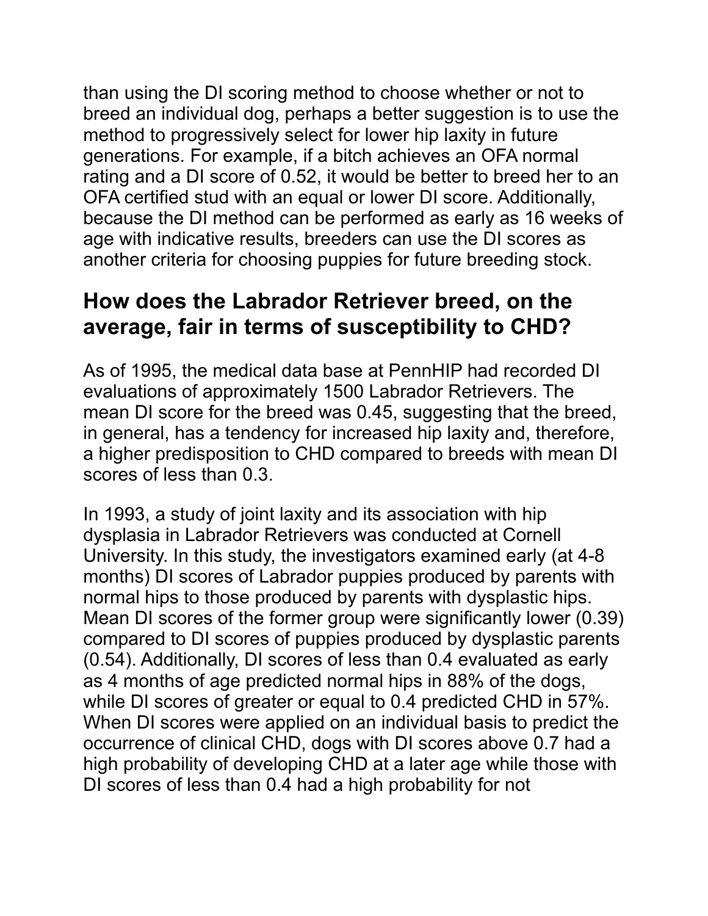than using the DI scoring method to choose whether or not to breed an individual dog, perhaps a better suggestion is to use the method to progressively select for lower hip laxity in future generations. For example, if a bitch achieves an OFA normal rating and a DI score of 0.52, it would be better to breed her to an OFA certified stud with an equal or lower DI score. Additionally, because the DI method can be performed as early as 16 weeks of age with indicative results, breeders can use the DI scores as another criteria for choosing puppies for future breeding stock.

## How does the Labrador Retriever breed, on the average, fair in terms of susceptibility to CHD?

As of 1995, the medical data base at PennHIP had recorded DI evaluations of approximately 1500 Labrador Retrievers. The mean DI score for the breed was 0.45, suggesting that the breed, in general, has a tendency for increased hip laxity and, therefore, a higher predisposition to CHD compared to breeds with mean DI scores of less than 0.3.

In 1993, a study of joint laxity and its association with hip dysplasia in Labrador Retrievers was conducted at Cornell University. In this study, the investigators examined early (at 4-8 months) DI scores of Labrador puppies produced by parents with normal hips to those produced by parents with dysplastic hips. Mean DI scores of the former group were significantly lower (0.39) compared to DI scores of puppies produced by dysplastic parents (0.54). Additionally, DI scores of less than 0.4 evaluated as early as 4 months of age predicted normal hips in 88% of the dogs, while DI scores of greater or equal to 0.4 predicted CHD in 57%. When DI scores were applied on an individual basis to predict the occurrence of clinical CHD, dogs with DI scores above 0.7 had a high probability of developing CHD at a later age while those with DI scores of less than 0.4 had a high probability for not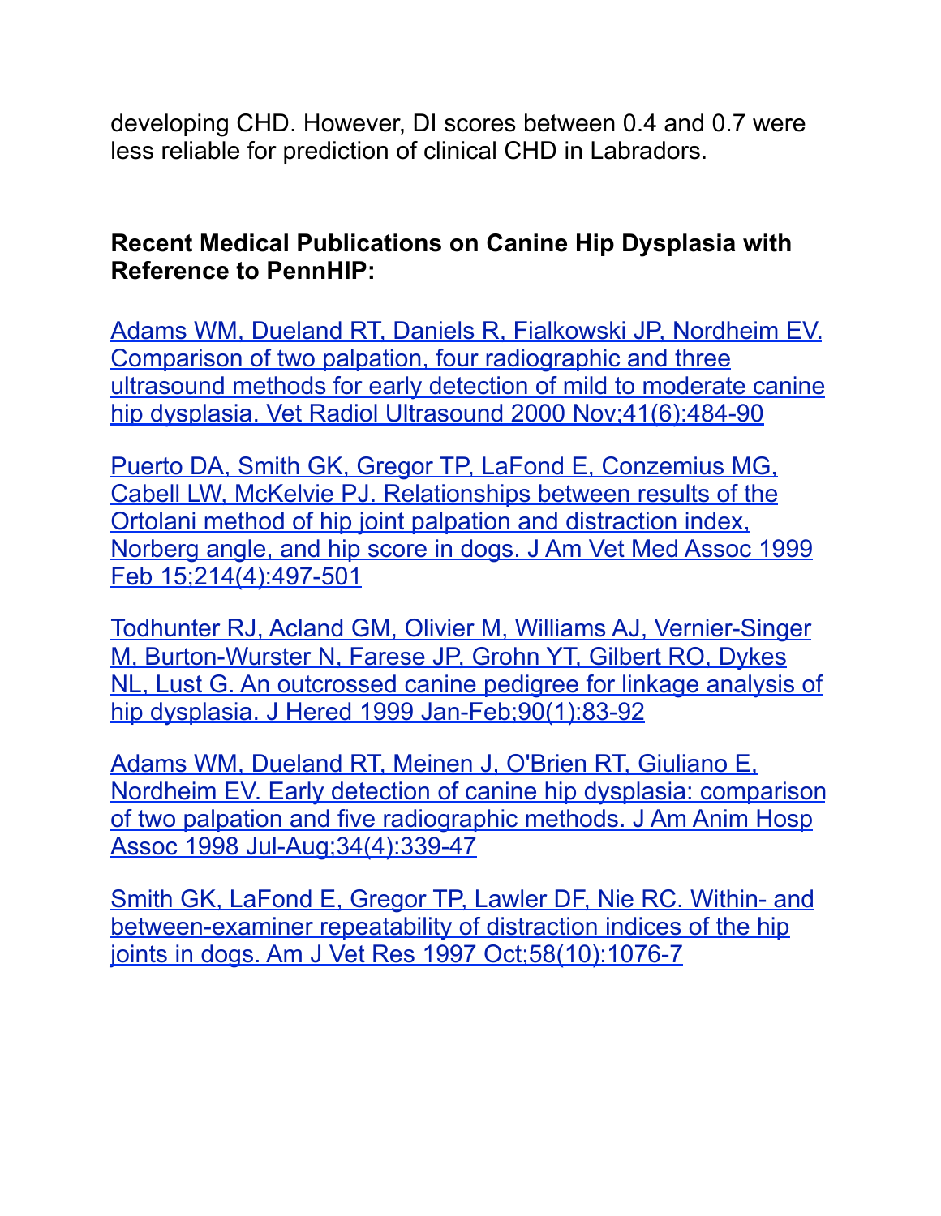developing CHD. However, DI scores between 0.4 and 0.7 were less reliable for prediction of clinical CHD in Labradors.

**Recent Medical Publications on Canine Hip Dysplasia with Reference to PennHIP:**

Adams WM, Dueland RT, Daniels R, Fialkowski JP, Nordheim EV. Comparison of two palpation, four radiographic and three ultrasound methods for early detection of mild to moderate canine hip dysplasia. Vet Radiol Ultrasound 2000 Nov;41(6):484-90

Puerto DA, Smith GK, Gregor TP, LaFond E, Conzemius MG, Cabell LW, McKelvie PJ. Relationships between results of the Ortolani method of hip joint palpation and distraction index, Norberg angle, and hip score in dogs. J Am Vet Med Assoc 1999 Feb 15;214(4):497-501

Todhunter RJ, Acland GM, Olivier M, Williams AJ, Vernier-Singer M, Burton-Wurster N, Farese JP, Grohn YT, Gilbert RO, Dykes NL, Lust G. An outcrossed canine pedigree for linkage analysis of hip dysplasia. J Hered 1999 Jan-Feb;90(1):83-92

Adams WM, Dueland RT, Meinen J, O'Brien RT, Giuliano E, Nordheim EV. Early detection of canine hip dysplasia: comparison of two palpation and five radiographic methods. J Am Anim Hosp Assoc 1998 Jul-Aug;34(4):339-47

Smith GK, LaFond E, Gregor TP, Lawler DF, Nie RC. Within- and between-examiner repeatability of distraction indices of the hip joints in dogs. Am J Vet Res 1997 Oct;58(10):1076-7